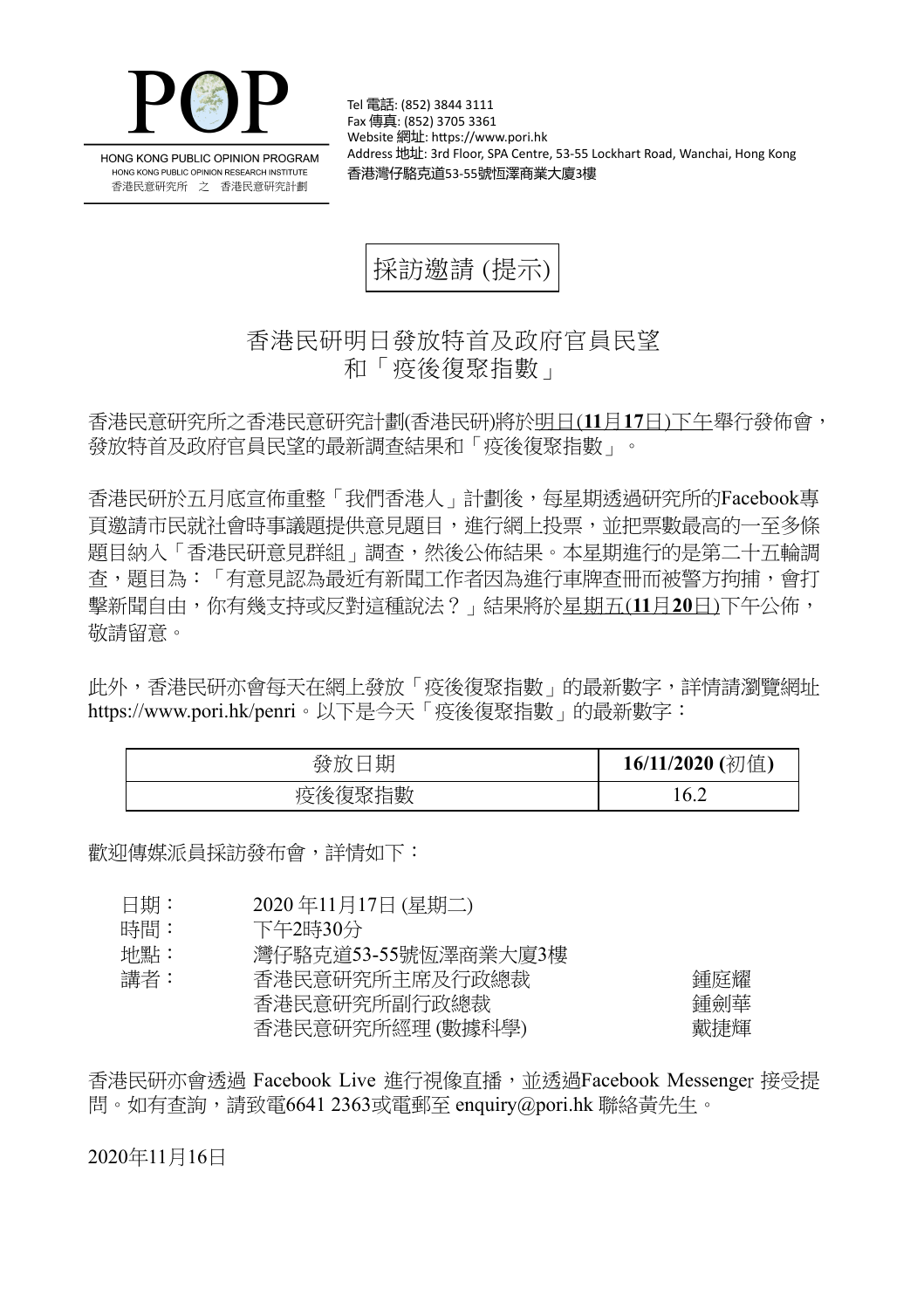POP

HONG KONG PUBLIC OPINION PROGRAM
HONG KONG PUBLIC OPINION RESEARCH INSTITUTE
香港民意研究所 之 香港民意研究計劃

Tel 電話: (852) 3844 3111
Fax 傳真: (852) 3705 3361
Website 網址: https://www.pori.hk
Address 地址: 3rd Floor, SPA Centre, 53-55 Lockhart Road, Wanchai, Hong Kong
香港灣仔駱克道53-55號恆澤商業大廈3樓

# 採訪邀請 (提示)

## 香港民研明日發放特首及政府官員民望和「疫後復聚指數」

香港民意研究所之香港民意研究計劃(香港民研)將於明日(**11**月**17**日)下午舉行發佈會，發放特首及政府官員民望的最新調查結果和「疫後復聚指數」。

香港民研於五月底宣佈重整「我們香港人」計劃後，每星期透過研究所的Facebook專頁邀請市民就社會時事議題提供意見題目，進行網上投票，並把票數最高的一至多條題目納入「香港民研意見群組」調查，然後公佈結果。本星期進行的是第二十五輪調查，題目為：「有意見認為最近有新聞工作者因為進行車牌查冊而被警方拘捕，會打擊新聞自由，你有幾支持或反對這種說法？」結果將於星期五(**11**月**20**日)下午公佈，敬請留意。

此外，香港民研亦會每天在網上發放「疫後復聚指數」的最新數字，詳情請瀏覽網址https://www.pori.hk/penri。以下是今天「疫後復聚指數」的最新數字：

| 發放日期 | **16/11/2020 (**初值**)** |
|---|---|
| 疫後復聚指數 | 16.2 |

歡迎傳媒派員採訪發布會，詳情如下：

| | | |
|---|---|---|
| 日期： | 2020 年11月17日 (星期二) | |
| 時間： | 下午2時30分 | |
| 地點： | 灣仔駱克道53-55號恆澤商業大廈3樓 | |
| 講者： | 香港民意研究所主席及行政總裁 | 鍾庭耀 |
| | 香港民意研究所副行政總裁 | 鍾劍華 |
| | 香港民意研究所經理 (數據科學) | 戴捷輝 |

香港民研亦會透過 Facebook Live 進行視像直播，並透過Facebook Messenger 接受提問。如有查詢，請致電6641 2363或電郵至 enquiry@pori.hk 聯絡黃先生。

2020年11月16日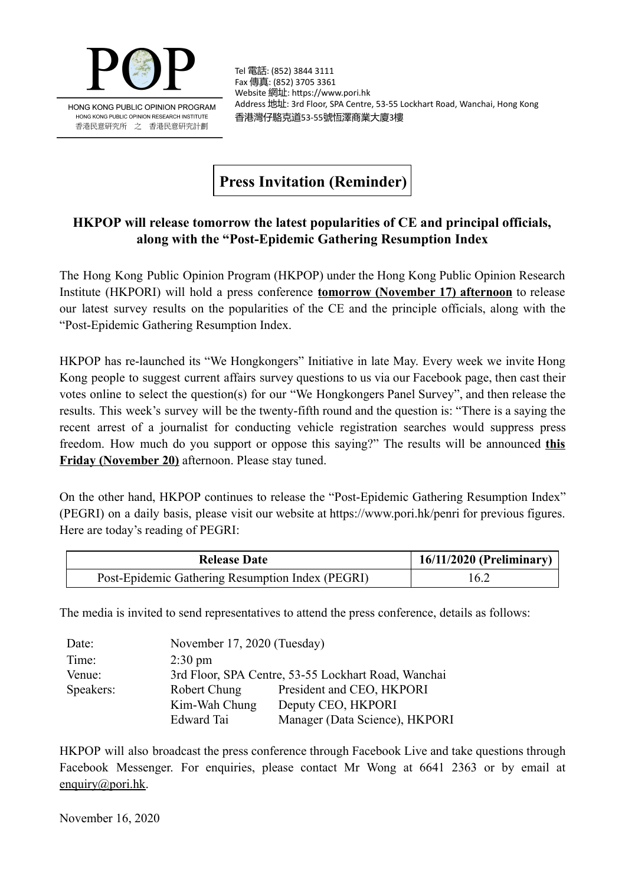POP

HONG KONG PUBLIC OPINION PROGRAM
HONG KONG PUBLIC OPINION RESEARCH INSTITUTE
香港民意研究所 之 香港民意研究計劃

Tel 電話: (852) 3844 3111
Fax 傳真: (852) 3705 3361
Website 網址: https://www.pori.hk
Address 地址: 3rd Floor, SPA Centre, 53-55 Lockhart Road, Wanchai, Hong Kong
香港灣仔駱克道53-55號恒澤商業大廈3樓

# Press Invitation (Reminder)

## HKPOP will release tomorrow the latest popularities of CE and principal officials, along with the "Post-Epidemic Gathering Resumption Index

The Hong Kong Public Opinion Program (HKPOP) under the Hong Kong Public Opinion Research Institute (HKPORI) will hold a press conference **tomorrow (November 17) afternoon** to release our latest survey results on the popularities of the CE and the principle officials, along with the "Post-Epidemic Gathering Resumption Index.

HKPOP has re-launched its "We Hongkongers" Initiative in late May. Every week we invite Hong Kong people to suggest current affairs survey questions to us via our Facebook page, then cast their votes online to select the question(s) for our "We Hongkongers Panel Survey", and then release the results. This week's survey will be the twenty-fifth round and the question is: "There is a saying the recent arrest of a journalist for conducting vehicle registration searches would suppress press freedom. How much do you support or oppose this saying?" The results will be announced **this Friday (November 20)** afternoon. Please stay tuned.

On the other hand, HKPOP continues to release the "Post-Epidemic Gathering Resumption Index" (PEGRI) on a daily basis, please visit our website at https://www.pori.hk/penri for previous figures. Here are today's reading of PEGRI:

| Release Date | 16/11/2020 (Preliminary) |
|---|---|
| Post-Epidemic Gathering Resumption Index (PEGRI) | 16.2 |

The media is invited to send representatives to attend the press conference, details as follows:

| | | |
|---|---|---|
| Date: | November 17, 2020 (Tuesday) | |
| Time: | 2:30 pm | |
| Venue: | 3rd Floor, SPA Centre, 53-55 Lockhart Road, Wanchai | |
| Speakers: | Robert Chung | President and CEO, HKPORI |
| | Kim-Wah Chung | Deputy CEO, HKPORI |
| | Edward Tai | Manager (Data Science), HKPORI |

HKPOP will also broadcast the press conference through Facebook Live and take questions through Facebook Messenger. For enquiries, please contact Mr Wong at 6641 2363 or by email at enquiry@pori.hk.

November 16, 2020